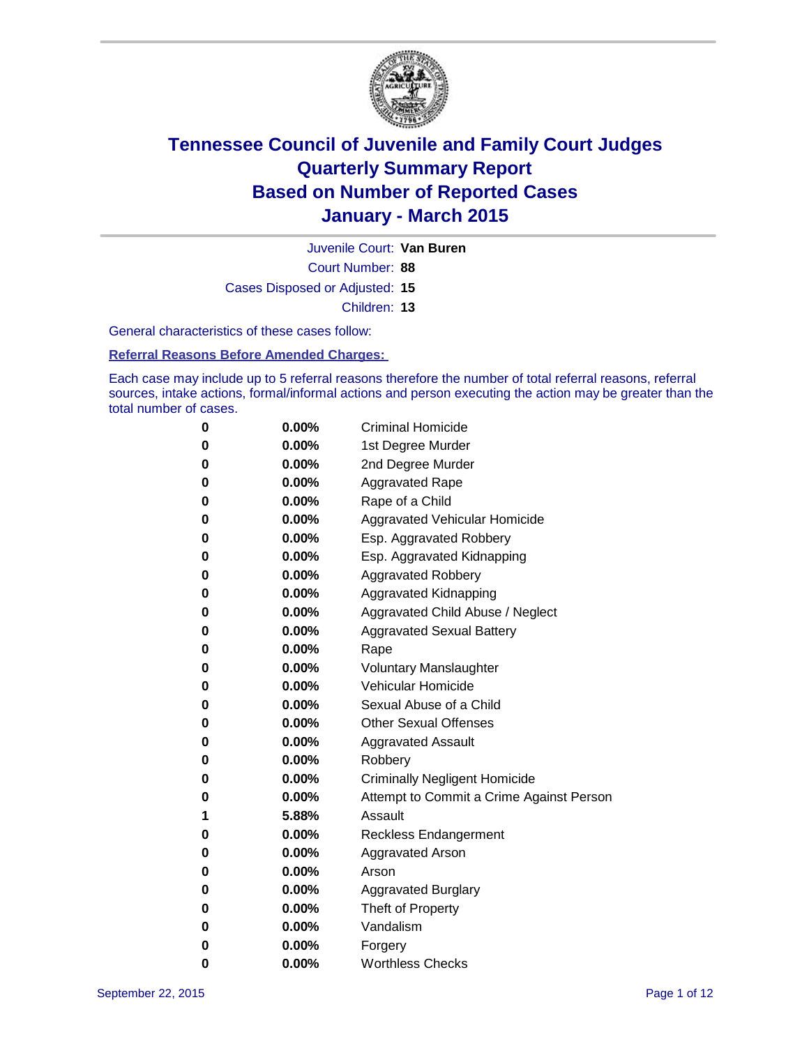# Tennessee Council of Juvenile and Family Court Judges
# Quarterly Summary Report
# Based on Number of Reported Cases
# January - March 2015

Juvenile Court: **Van Buren**
Court Number: **88**
Cases Disposed or Adjusted: **15**
Children: **13**

General characteristics of these cases follow:

**Referral Reasons Before Amended Charges:**

Each case may include up to 5 referral reasons therefore the number of total referral reasons, referral sources, intake actions, formal/informal actions and person executing the action may be greater than the total number of cases.

| | | |
|---|---|---|
| 0 | 0.00% | Criminal Homicide |
| 0 | 0.00% | 1st Degree Murder |
| 0 | 0.00% | 2nd Degree Murder |
| 0 | 0.00% | Aggravated Rape |
| 0 | 0.00% | Rape of a Child |
| 0 | 0.00% | Aggravated Vehicular Homicide |
| 0 | 0.00% | Esp. Aggravated Robbery |
| 0 | 0.00% | Esp. Aggravated Kidnapping |
| 0 | 0.00% | Aggravated Robbery |
| 0 | 0.00% | Aggravated Kidnapping |
| 0 | 0.00% | Aggravated Child Abuse / Neglect |
| 0 | 0.00% | Aggravated Sexual Battery |
| 0 | 0.00% | Rape |
| 0 | 0.00% | Voluntary Manslaughter |
| 0 | 0.00% | Vehicular Homicide |
| 0 | 0.00% | Sexual Abuse of a Child |
| 0 | 0.00% | Other Sexual Offenses |
| 0 | 0.00% | Aggravated Assault |
| 0 | 0.00% | Robbery |
| 0 | 0.00% | Criminally Negligent Homicide |
| 0 | 0.00% | Attempt to Commit a Crime Against Person |
| 1 | 5.88% | Assault |
| 0 | 0.00% | Reckless Endangerment |
| 0 | 0.00% | Aggravated Arson |
| 0 | 0.00% | Arson |
| 0 | 0.00% | Aggravated Burglary |
| 0 | 0.00% | Theft of Property |
| 0 | 0.00% | Vandalism |
| 0 | 0.00% | Forgery |
| 0 | 0.00% | Worthless Checks |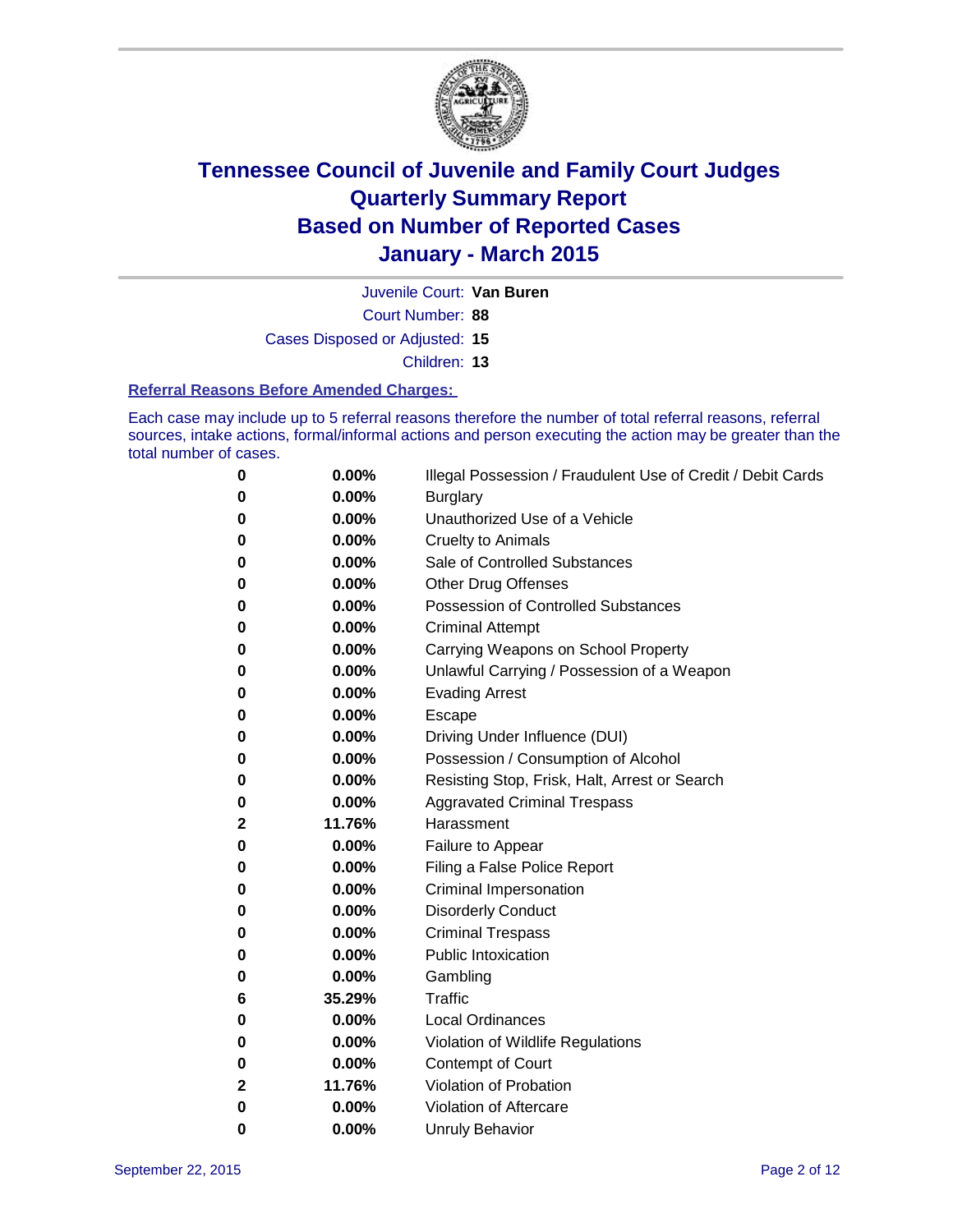# Tennessee Council of Juvenile and Family Court Judges
# Quarterly Summary Report
# Based on Number of Reported Cases
# January - March 2015

Juvenile Court: **Van Buren**

Court Number: **88**

Cases Disposed or Adjusted: **15**

Children: **13**

### Referral Reasons Before Amended Charges:

Each case may include up to 5 referral reasons therefore the number of total referral reasons, referral sources, intake actions, formal/informal actions and person executing the action may be greater than the total number of cases.

| Count | Percent | Referral Reason |
|---|---|---|
| **0** | **0.00%** | Illegal Possession / Fraudulent Use of Credit / Debit Cards |
| **0** | **0.00%** | Burglary |
| **0** | **0.00%** | Unauthorized Use of a Vehicle |
| **0** | **0.00%** | Cruelty to Animals |
| **0** | **0.00%** | Sale of Controlled Substances |
| **0** | **0.00%** | Other Drug Offenses |
| **0** | **0.00%** | Possession of Controlled Substances |
| **0** | **0.00%** | Criminal Attempt |
| **0** | **0.00%** | Carrying Weapons on School Property |
| **0** | **0.00%** | Unlawful Carrying / Possession of a Weapon |
| **0** | **0.00%** | Evading Arrest |
| **0** | **0.00%** | Escape |
| **0** | **0.00%** | Driving Under Influence (DUI) |
| **0** | **0.00%** | Possession / Consumption of Alcohol |
| **0** | **0.00%** | Resisting Stop, Frisk, Halt, Arrest or Search |
| **0** | **0.00%** | Aggravated Criminal Trespass |
| **2** | **11.76%** | Harassment |
| **0** | **0.00%** | Failure to Appear |
| **0** | **0.00%** | Filing a False Police Report |
| **0** | **0.00%** | Criminal Impersonation |
| **0** | **0.00%** | Disorderly Conduct |
| **0** | **0.00%** | Criminal Trespass |
| **0** | **0.00%** | Public Intoxication |
| **0** | **0.00%** | Gambling |
| **6** | **35.29%** | Traffic |
| **0** | **0.00%** | Local Ordinances |
| **0** | **0.00%** | Violation of Wildlife Regulations |
| **0** | **0.00%** | Contempt of Court |
| **2** | **11.76%** | Violation of Probation |
| **0** | **0.00%** | Violation of Aftercare |
| **0** | **0.00%** | Unruly Behavior |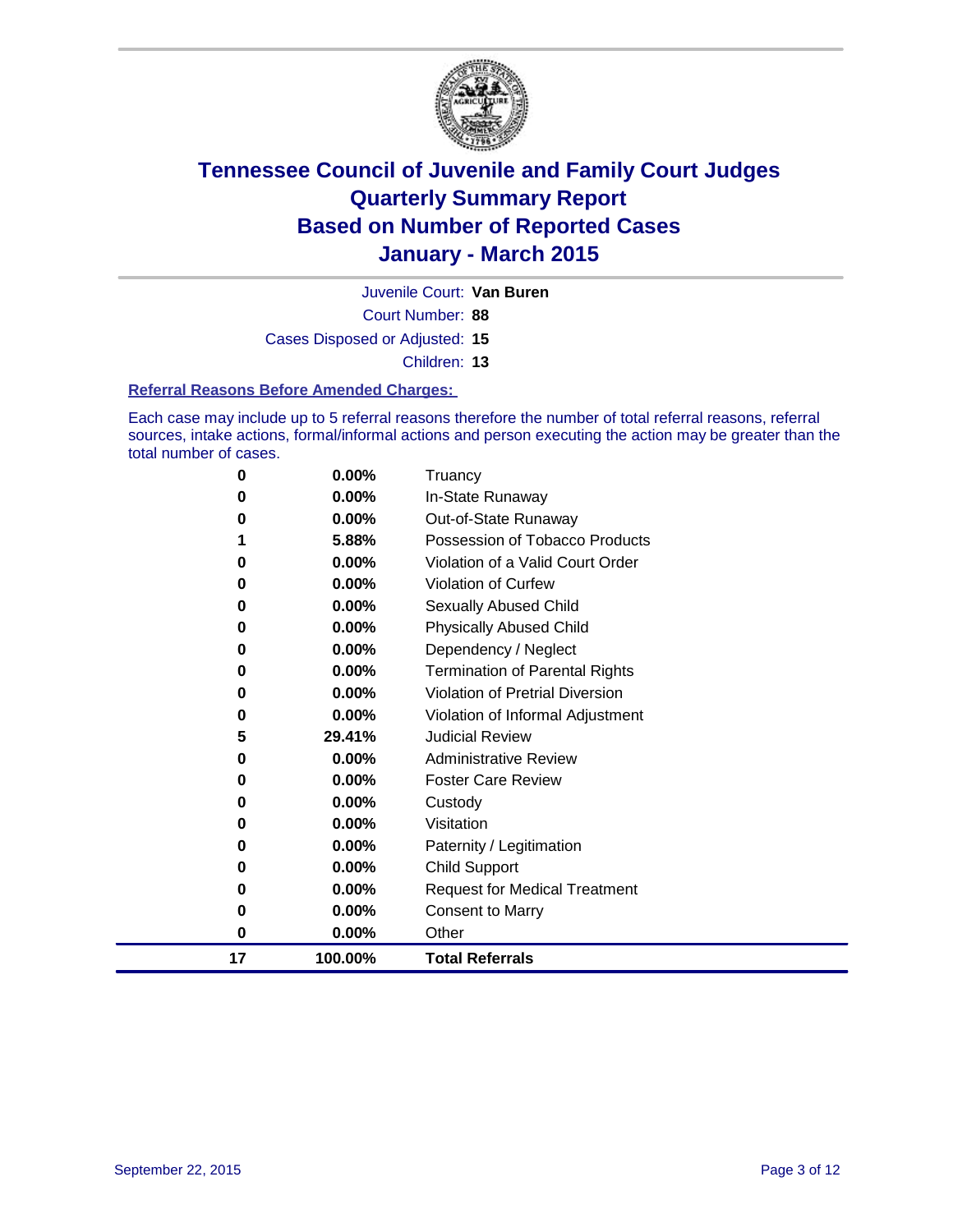# Tennessee Council of Juvenile and Family Court Judges
## Quarterly Summary Report
## Based on Number of Reported Cases
## January - March 2015

Juvenile Court: **Van Buren**

Court Number: **88**

Cases Disposed or Adjusted: **15**

Children: **13**

### Referral Reasons Before Amended Charges:

Each case may include up to 5 referral reasons therefore the number of total referral reasons, referral sources, intake actions, formal/informal actions and person executing the action may be greater than the total number of cases.

| Count | Percent | Referral Reason |
|---|---|---|
| 0 | 0.00% | Truancy |
| 0 | 0.00% | In-State Runaway |
| 0 | 0.00% | Out-of-State Runaway |
| 1 | 5.88% | Possession of Tobacco Products |
| 0 | 0.00% | Violation of a Valid Court Order |
| 0 | 0.00% | Violation of Curfew |
| 0 | 0.00% | Sexually Abused Child |
| 0 | 0.00% | Physically Abused Child |
| 0 | 0.00% | Dependency / Neglect |
| 0 | 0.00% | Termination of Parental Rights |
| 0 | 0.00% | Violation of Pretrial Diversion |
| 0 | 0.00% | Violation of Informal Adjustment |
| 5 | 29.41% | Judicial Review |
| 0 | 0.00% | Administrative Review |
| 0 | 0.00% | Foster Care Review |
| 0 | 0.00% | Custody |
| 0 | 0.00% | Visitation |
| 0 | 0.00% | Paternity / Legitimation |
| 0 | 0.00% | Child Support |
| 0 | 0.00% | Request for Medical Treatment |
| 0 | 0.00% | Consent to Marry |
| 0 | 0.00% | Other |
| **17** | **100.00%** | **Total Referrals** |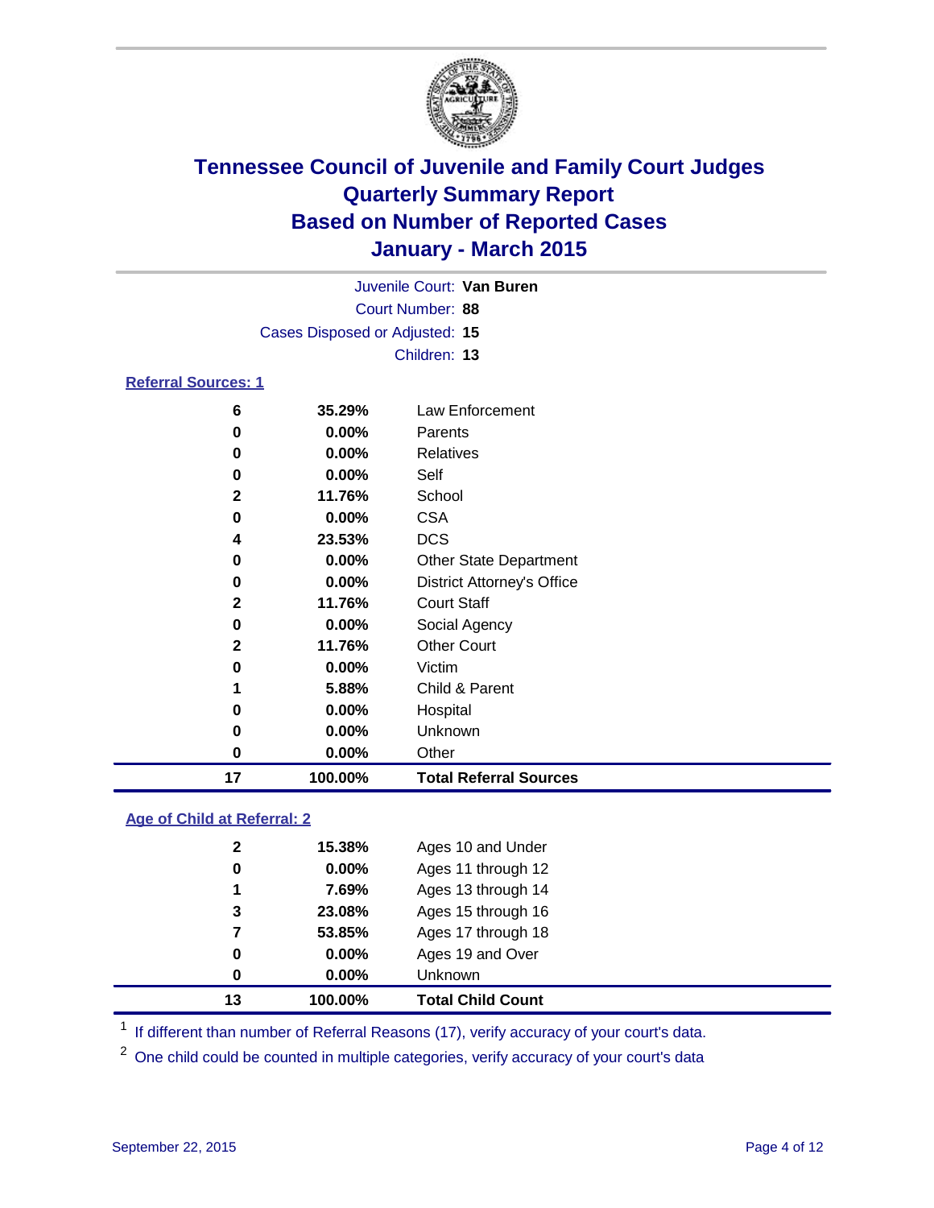# Tennessee Council of Juvenile and Family Court Judges
# Quarterly Summary Report
# Based on Number of Reported Cases
# January - March 2015

Juvenile Court: **Van Buren**

Court Number: **88**

Cases Disposed or Adjusted: **15**

Children: **13**

## Referral Sources: 1

| Count | Percent | Source |
|---|---|---|
| 6 | 35.29% | Law Enforcement |
| 0 | 0.00% | Parents |
| 0 | 0.00% | Relatives |
| 0 | 0.00% | Self |
| 2 | 11.76% | School |
| 0 | 0.00% | CSA |
| 4 | 23.53% | DCS |
| 0 | 0.00% | Other State Department |
| 0 | 0.00% | District Attorney's Office |
| 2 | 11.76% | Court Staff |
| 0 | 0.00% | Social Agency |
| 2 | 11.76% | Other Court |
| 0 | 0.00% | Victim |
| 1 | 5.88% | Child & Parent |
| 0 | 0.00% | Hospital |
| 0 | 0.00% | Unknown |
| 0 | 0.00% | Other |
| **17** | **100.00%** | **Total Referral Sources** |

## Age of Child at Referral: 2

| Count | Percent | Age |
|---|---|---|
| 2 | 15.38% | Ages 10 and Under |
| 0 | 0.00% | Ages 11 through 12 |
| 1 | 7.69% | Ages 13 through 14 |
| 3 | 23.08% | Ages 15 through 16 |
| 7 | 53.85% | Ages 17 through 18 |
| 0 | 0.00% | Ages 19 and Over |
| 0 | 0.00% | Unknown |
| **13** | **100.00%** | **Total Child Count** |

[1] If different than number of Referral Reasons (17), verify accuracy of your court's data.

[2] One child could be counted in multiple categories, verify accuracy of your court's data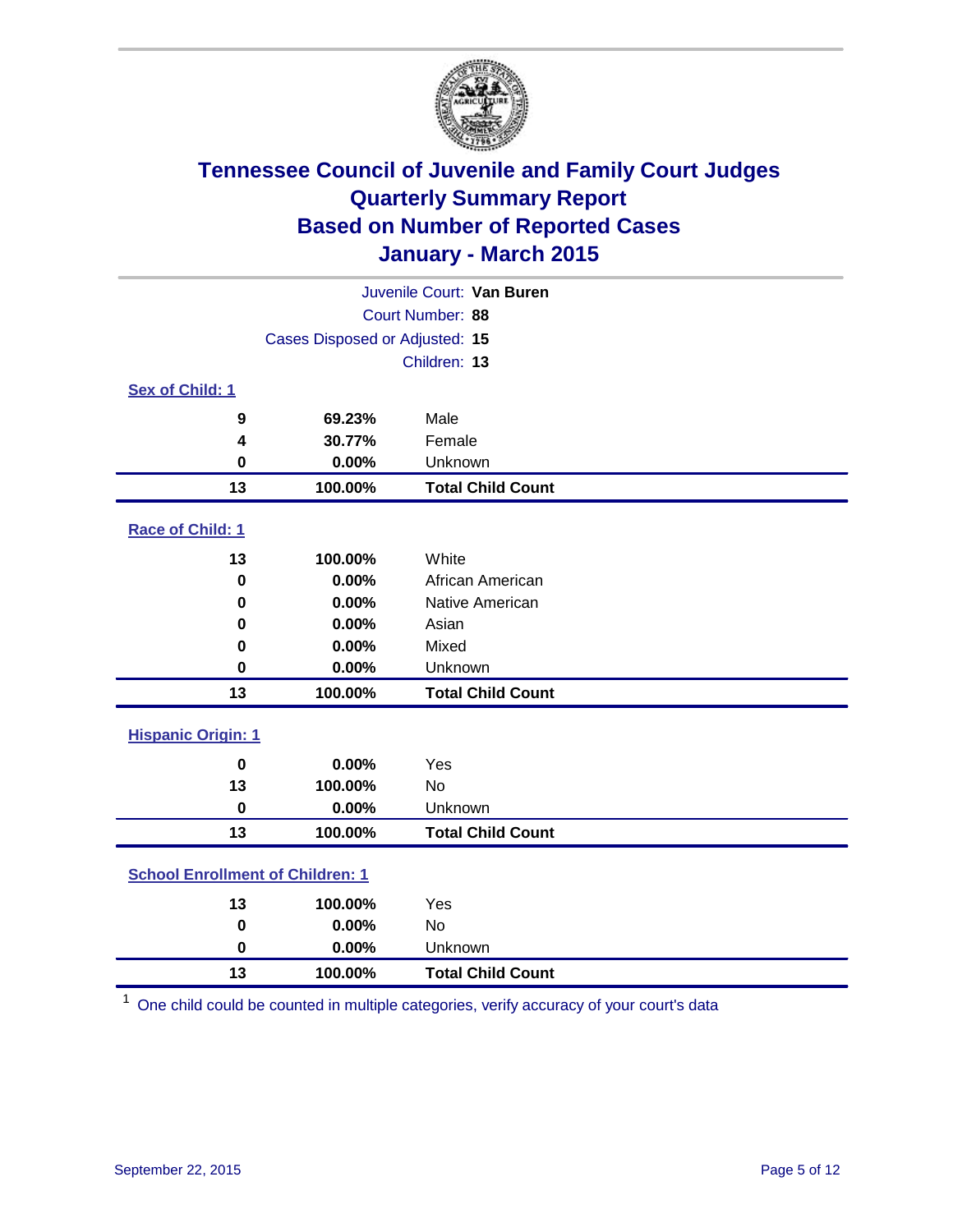# Tennessee Council of Juvenile and Family Court Judges
## Quarterly Summary Report
## Based on Number of Reported Cases
## January - March 2015

Juvenile Court: **Van Buren**
Court Number: **88**
Cases Disposed or Adjusted: **15**
Children: **13**

### Sex of Child: 1

| Count | Percent | Category |
|---|---|---|
| 9 | 69.23% | Male |
| 4 | 30.77% | Female |
| 0 | 0.00% | Unknown |
| **13** | **100.00%** | **Total Child Count** |

### Race of Child: 1

| Count | Percent | Category |
|---|---|---|
| 13 | 100.00% | White |
| 0 | 0.00% | African American |
| 0 | 0.00% | Native American |
| 0 | 0.00% | Asian |
| 0 | 0.00% | Mixed |
| 0 | 0.00% | Unknown |
| **13** | **100.00%** | **Total Child Count** |

### Hispanic Origin: 1

| Count | Percent | Category |
|---|---|---|
| 0 | 0.00% | Yes |
| 13 | 100.00% | No |
| 0 | 0.00% | Unknown |
| **13** | **100.00%** | **Total Child Count** |

### School Enrollment of Children: 1

| Count | Percent | Category |
|---|---|---|
| 13 | 100.00% | Yes |
| 0 | 0.00% | No |
| 0 | 0.00% | Unknown |
| **13** | **100.00%** | **Total Child Count** |

[1] One child could be counted in multiple categories, verify accuracy of your court's data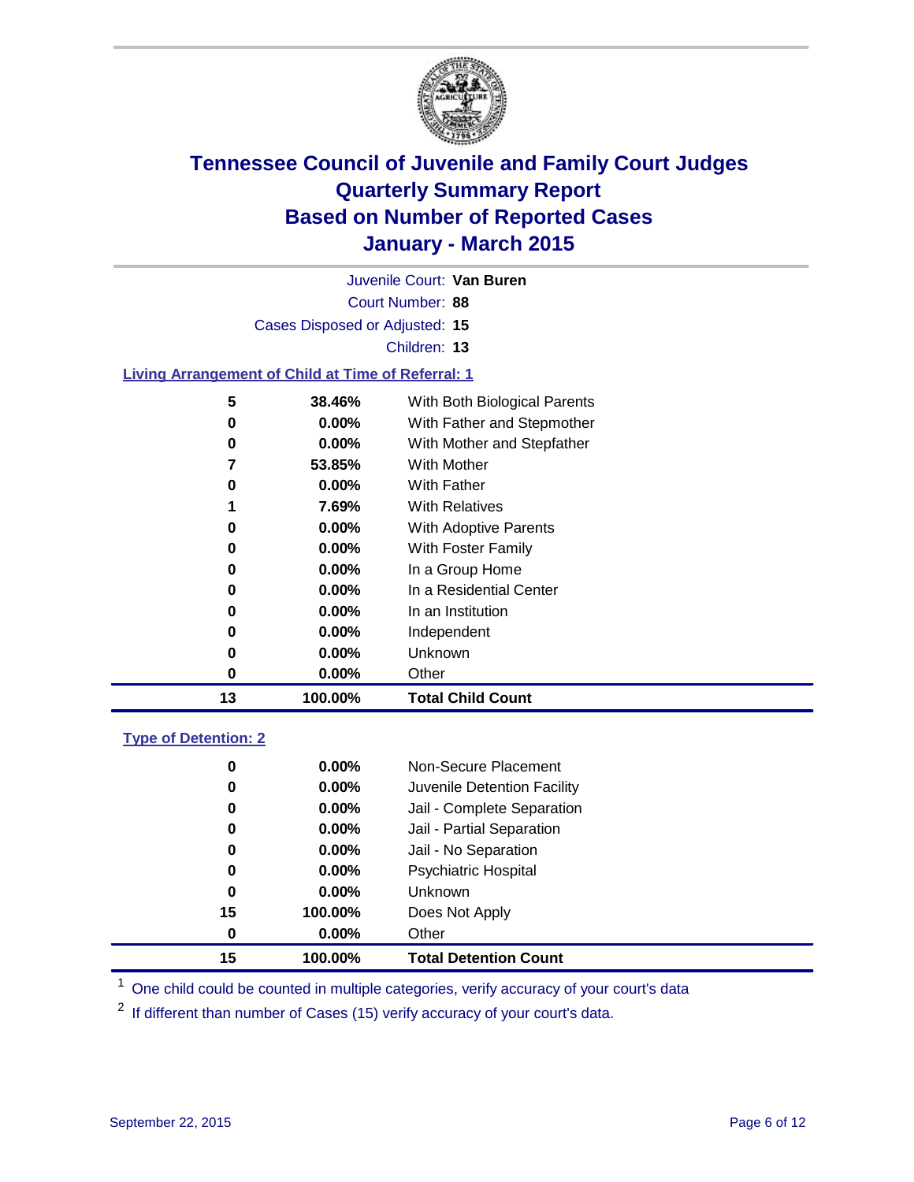# Tennessee Council of Juvenile and Family Court Judges
## Quarterly Summary Report
## Based on Number of Reported Cases
## January - March 2015

Juvenile Court: **Van Buren**

Court Number: **88**

Cases Disposed or Adjusted: **15**

Children: **13**

### Living Arrangement of Child at Time of Referral: 1

| Count | Percent | Category |
|---|---|---|
| 5 | 38.46% | With Both Biological Parents |
| 0 | 0.00% | With Father and Stepmother |
| 0 | 0.00% | With Mother and Stepfather |
| 7 | 53.85% | With Mother |
| 0 | 0.00% | With Father |
| 1 | 7.69% | With Relatives |
| 0 | 0.00% | With Adoptive Parents |
| 0 | 0.00% | With Foster Family |
| 0 | 0.00% | In a Group Home |
| 0 | 0.00% | In a Residential Center |
| 0 | 0.00% | In an Institution |
| 0 | 0.00% | Independent |
| 0 | 0.00% | Unknown |
| 0 | 0.00% | Other |
| **13** | **100.00%** | **Total Child Count** |

### Type of Detention: 2

| Count | Percent | Category |
|---|---|---|
| 0 | 0.00% | Non-Secure Placement |
| 0 | 0.00% | Juvenile Detention Facility |
| 0 | 0.00% | Jail - Complete Separation |
| 0 | 0.00% | Jail - Partial Separation |
| 0 | 0.00% | Jail - No Separation |
| 0 | 0.00% | Psychiatric Hospital |
| 0 | 0.00% | Unknown |
| 15 | 100.00% | Does Not Apply |
| 0 | 0.00% | Other |
| **15** | **100.00%** | **Total Detention Count** |

[1] One child could be counted in multiple categories, verify accuracy of your court's data

[2] If different than number of Cases (15) verify accuracy of your court's data.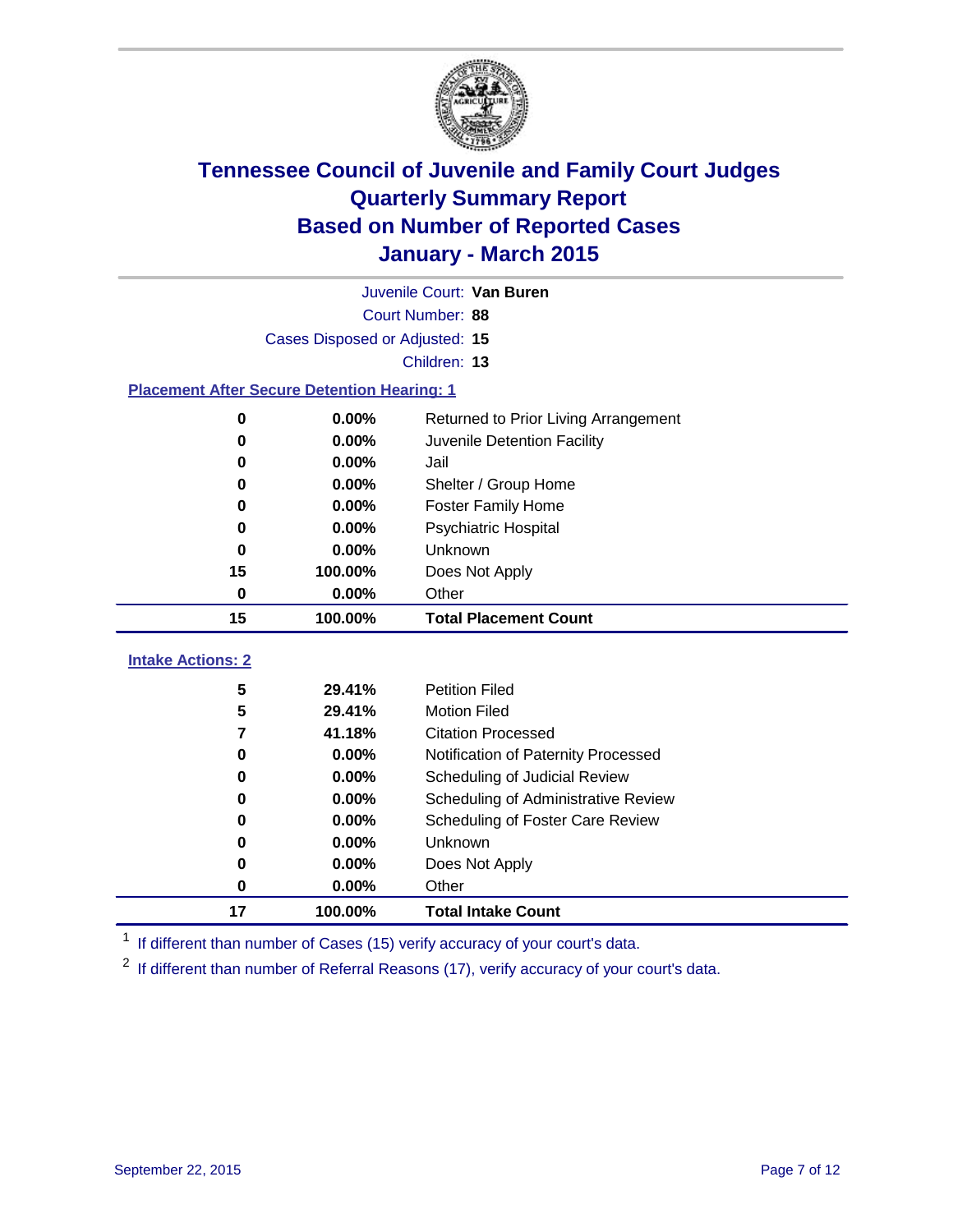# Tennessee Council of Juvenile and Family Court Judges
## Quarterly Summary Report
## Based on Number of Reported Cases
## January - March 2015

Juvenile Court: **Van Buren**

Court Number: **88**

Cases Disposed or Adjusted: **15**

Children: **13**

### Placement After Secure Detention Hearing: 1

| Count | Percent | Placement |
|---|---|---|
| 0 | 0.00% | Returned to Prior Living Arrangement |
| 0 | 0.00% | Juvenile Detention Facility |
| 0 | 0.00% | Jail |
| 0 | 0.00% | Shelter / Group Home |
| 0 | 0.00% | Foster Family Home |
| 0 | 0.00% | Psychiatric Hospital |
| 0 | 0.00% | Unknown |
| 15 | 100.00% | Does Not Apply |
| 0 | 0.00% | Other |
| **15** | **100.00%** | **Total Placement Count** |

### Intake Actions: 2

| Count | Percent | Intake Action |
|---|---|---|
| 5 | 29.41% | Petition Filed |
| 5 | 29.41% | Motion Filed |
| 7 | 41.18% | Citation Processed |
| 0 | 0.00% | Notification of Paternity Processed |
| 0 | 0.00% | Scheduling of Judicial Review |
| 0 | 0.00% | Scheduling of Administrative Review |
| 0 | 0.00% | Scheduling of Foster Care Review |
| 0 | 0.00% | Unknown |
| 0 | 0.00% | Does Not Apply |
| 0 | 0.00% | Other |
| **17** | **100.00%** | **Total Intake Count** |

[1] If different than number of Cases (15) verify accuracy of your court's data.

[2] If different than number of Referral Reasons (17), verify accuracy of your court's data.

September 22, 2015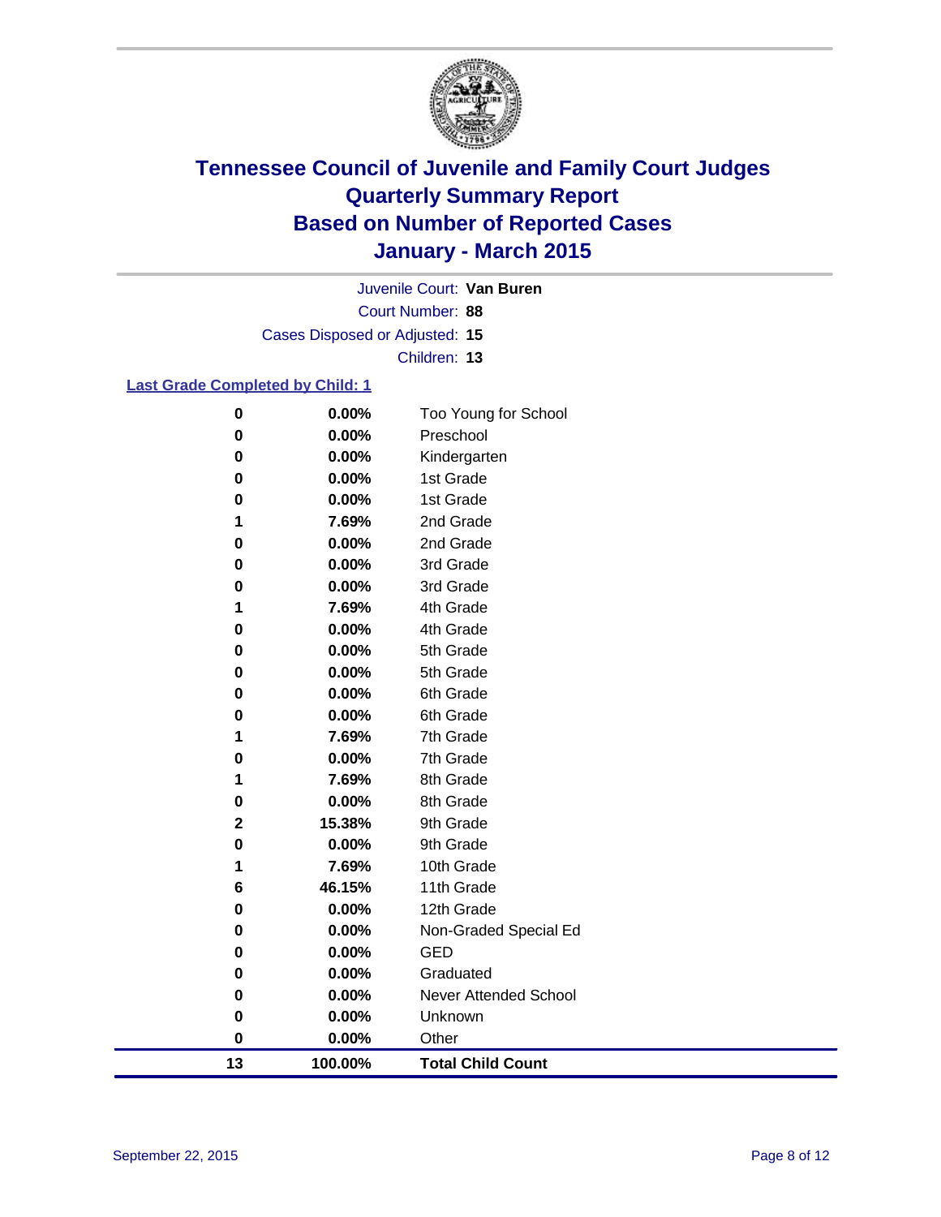# Tennessee Council of Juvenile and Family Court Judges
# Quarterly Summary Report
# Based on Number of Reported Cases
# January - March 2015

Juvenile Court: **Van Buren**
Court Number: **88**
Cases Disposed or Adjusted: **15**
Children: **13**

**Last Grade Completed by Child: 1**

| Count | Percent | Grade |
|---|---|---|
| 0 | 0.00% | Too Young for School |
| 0 | 0.00% | Preschool |
| 0 | 0.00% | Kindergarten |
| 0 | 0.00% | 1st Grade |
| 0 | 0.00% | 1st Grade |
| 1 | 7.69% | 2nd Grade |
| 0 | 0.00% | 2nd Grade |
| 0 | 0.00% | 3rd Grade |
| 0 | 0.00% | 3rd Grade |
| 1 | 7.69% | 4th Grade |
| 0 | 0.00% | 4th Grade |
| 0 | 0.00% | 5th Grade |
| 0 | 0.00% | 5th Grade |
| 0 | 0.00% | 6th Grade |
| 0 | 0.00% | 6th Grade |
| 1 | 7.69% | 7th Grade |
| 0 | 0.00% | 7th Grade |
| 1 | 7.69% | 8th Grade |
| 0 | 0.00% | 8th Grade |
| 2 | 15.38% | 9th Grade |
| 0 | 0.00% | 9th Grade |
| 1 | 7.69% | 10th Grade |
| 6 | 46.15% | 11th Grade |
| 0 | 0.00% | 12th Grade |
| 0 | 0.00% | Non-Graded Special Ed |
| 0 | 0.00% | GED |
| 0 | 0.00% | Graduated |
| 0 | 0.00% | Never Attended School |
| 0 | 0.00% | Unknown |
| 0 | 0.00% | Other |
| **13** | **100.00%** | **Total Child Count** |

September 22, 2015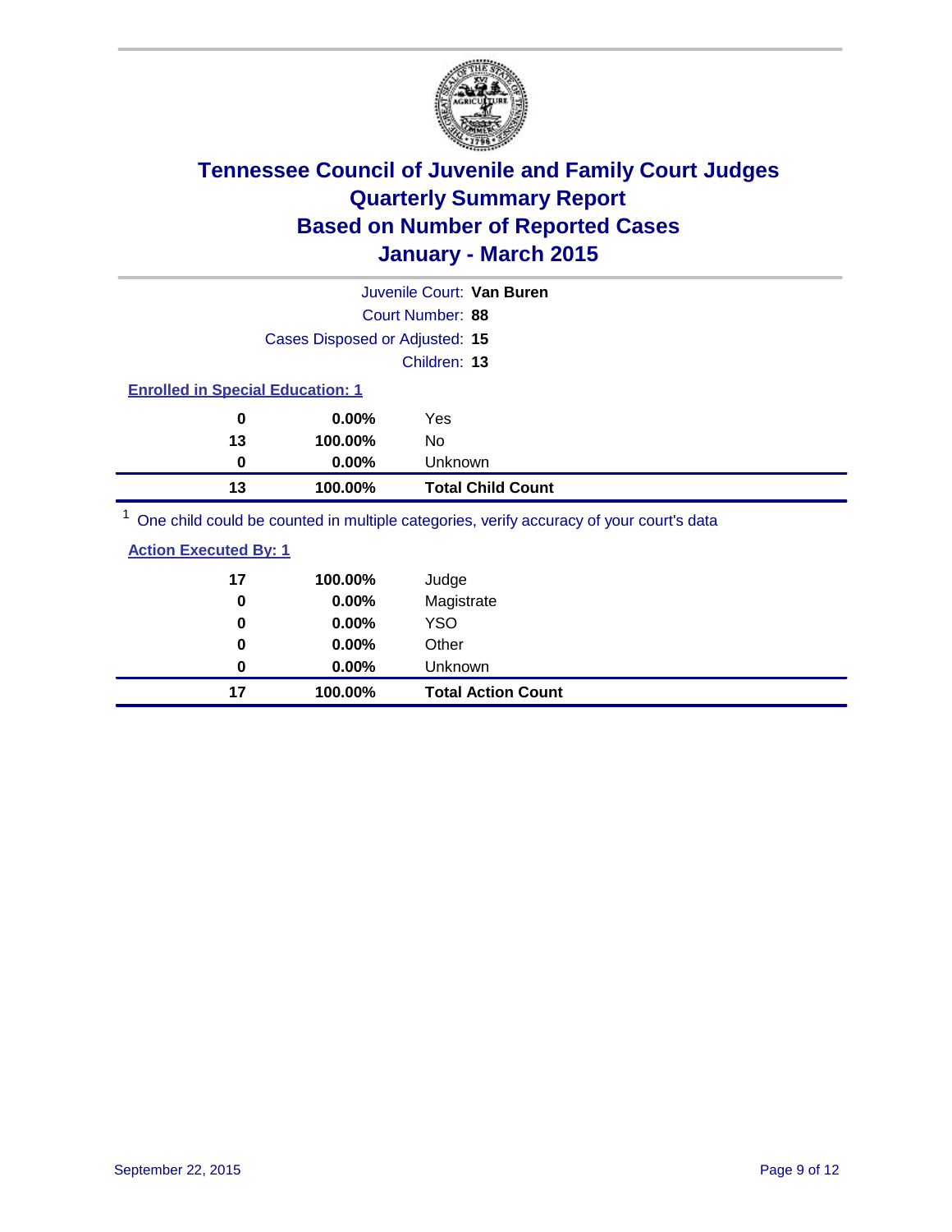# Tennessee Council of Juvenile and Family Court Judges
## Quarterly Summary Report
## Based on Number of Reported Cases
## January - March 2015

Juvenile Court: **Van Buren**
Court Number: **88**
Cases Disposed or Adjusted: **15**
Children: **13**

**Enrolled in Special Education: 1**

| Count | Percent | Category |
|---|---|---|
| 0 | 0.00% | Yes |
| 13 | 100.00% | No |
| 0 | 0.00% | Unknown |
| **13** | **100.00%** | **Total Child Count** |

[1] One child could be counted in multiple categories, verify accuracy of your court's data

**Action Executed By: 1**

| Count | Percent | Category |
|---|---|---|
| 17 | 100.00% | Judge |
| 0 | 0.00% | Magistrate |
| 0 | 0.00% | YSO |
| 0 | 0.00% | Other |
| 0 | 0.00% | Unknown |
| **17** | **100.00%** | **Total Action Count** |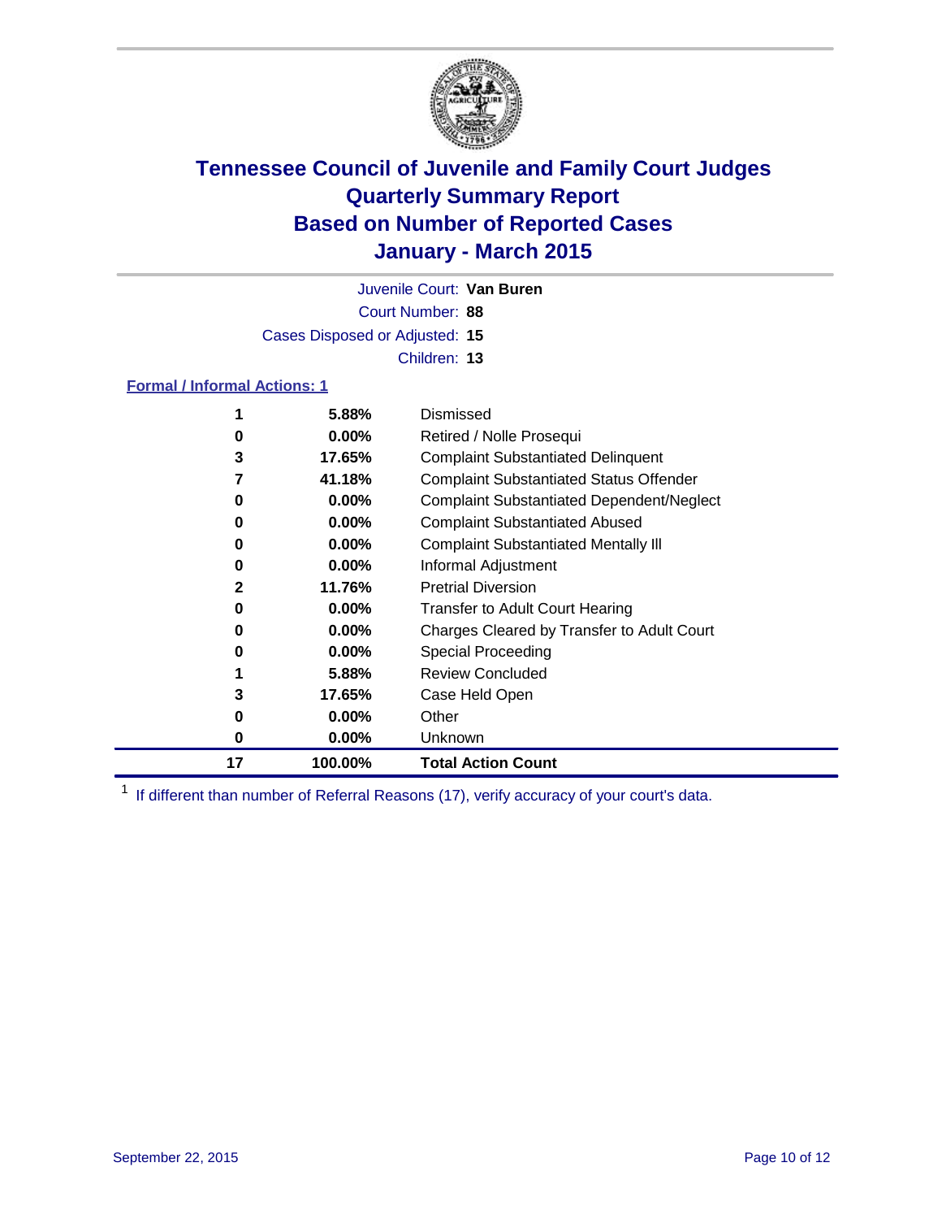# Tennessee Council of Juvenile and Family Court Judges
## Quarterly Summary Report
## Based on Number of Reported Cases
## January - March 2015

Juvenile Court: **Van Buren**

Court Number: **88**

Cases Disposed or Adjusted: **15**

Children: **13**

**Formal / Informal Actions: 1**

| Count | Percent | Action |
|---|---|---|
| 1 | 5.88% | Dismissed |
| 0 | 0.00% | Retired / Nolle Prosequi |
| 3 | 17.65% | Complaint Substantiated Delinquent |
| 7 | 41.18% | Complaint Substantiated Status Offender |
| 0 | 0.00% | Complaint Substantiated Dependent/Neglect |
| 0 | 0.00% | Complaint Substantiated Abused |
| 0 | 0.00% | Complaint Substantiated Mentally Ill |
| 0 | 0.00% | Informal Adjustment |
| 2 | 11.76% | Pretrial Diversion |
| 0 | 0.00% | Transfer to Adult Court Hearing |
| 0 | 0.00% | Charges Cleared by Transfer to Adult Court |
| 0 | 0.00% | Special Proceeding |
| 1 | 5.88% | Review Concluded |
| 3 | 17.65% | Case Held Open |
| 0 | 0.00% | Other |
| 0 | 0.00% | Unknown |
| **17** | **100.00%** | **Total Action Count** |

[1] If different than number of Referral Reasons (17), verify accuracy of your court's data.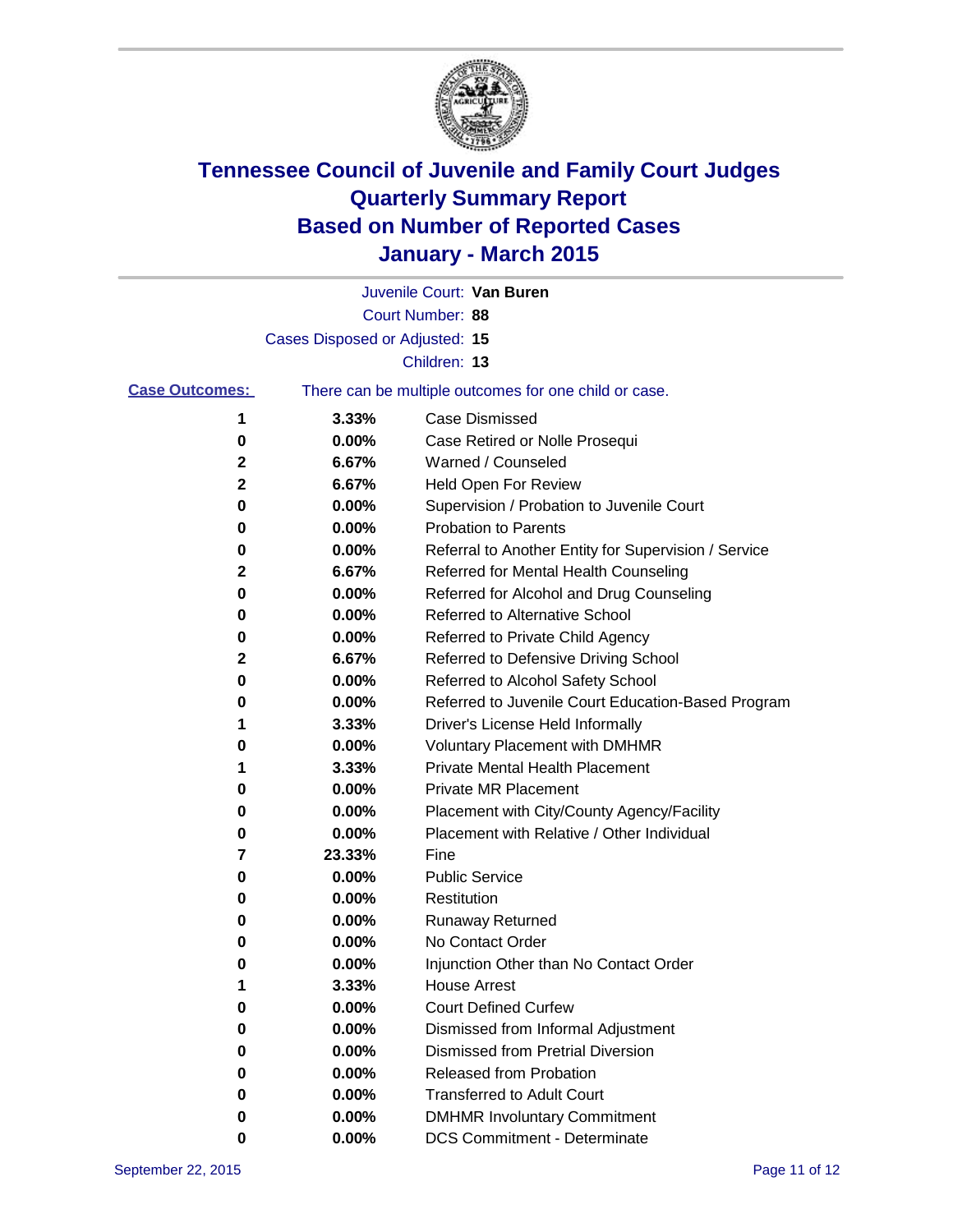# Tennessee Council of Juvenile and Family Court Judges
## Quarterly Summary Report
## Based on Number of Reported Cases
## January - March 2015

Juvenile Court: **Van Buren**

Court Number: **88**

Cases Disposed or Adjusted: **15**

Children: **13**

**Case Outcomes:** There can be multiple outcomes for one child or case.

| Count | Percent | Outcome |
|---|---|---|
| 1 | 3.33% | Case Dismissed |
| 0 | 0.00% | Case Retired or Nolle Prosequi |
| 2 | 6.67% | Warned / Counseled |
| 2 | 6.67% | Held Open For Review |
| 0 | 0.00% | Supervision / Probation to Juvenile Court |
| 0 | 0.00% | Probation to Parents |
| 0 | 0.00% | Referral to Another Entity for Supervision / Service |
| 2 | 6.67% | Referred for Mental Health Counseling |
| 0 | 0.00% | Referred for Alcohol and Drug Counseling |
| 0 | 0.00% | Referred to Alternative School |
| 0 | 0.00% | Referred to Private Child Agency |
| 2 | 6.67% | Referred to Defensive Driving School |
| 0 | 0.00% | Referred to Alcohol Safety School |
| 0 | 0.00% | Referred to Juvenile Court Education-Based Program |
| 1 | 3.33% | Driver's License Held Informally |
| 0 | 0.00% | Voluntary Placement with DMHMR |
| 1 | 3.33% | Private Mental Health Placement |
| 0 | 0.00% | Private MR Placement |
| 0 | 0.00% | Placement with City/County Agency/Facility |
| 0 | 0.00% | Placement with Relative / Other Individual |
| 7 | 23.33% | Fine |
| 0 | 0.00% | Public Service |
| 0 | 0.00% | Restitution |
| 0 | 0.00% | Runaway Returned |
| 0 | 0.00% | No Contact Order |
| 0 | 0.00% | Injunction Other than No Contact Order |
| 1 | 3.33% | House Arrest |
| 0 | 0.00% | Court Defined Curfew |
| 0 | 0.00% | Dismissed from Informal Adjustment |
| 0 | 0.00% | Dismissed from Pretrial Diversion |
| 0 | 0.00% | Released from Probation |
| 0 | 0.00% | Transferred to Adult Court |
| 0 | 0.00% | DMHMR Involuntary Commitment |
| 0 | 0.00% | DCS Commitment - Determinate |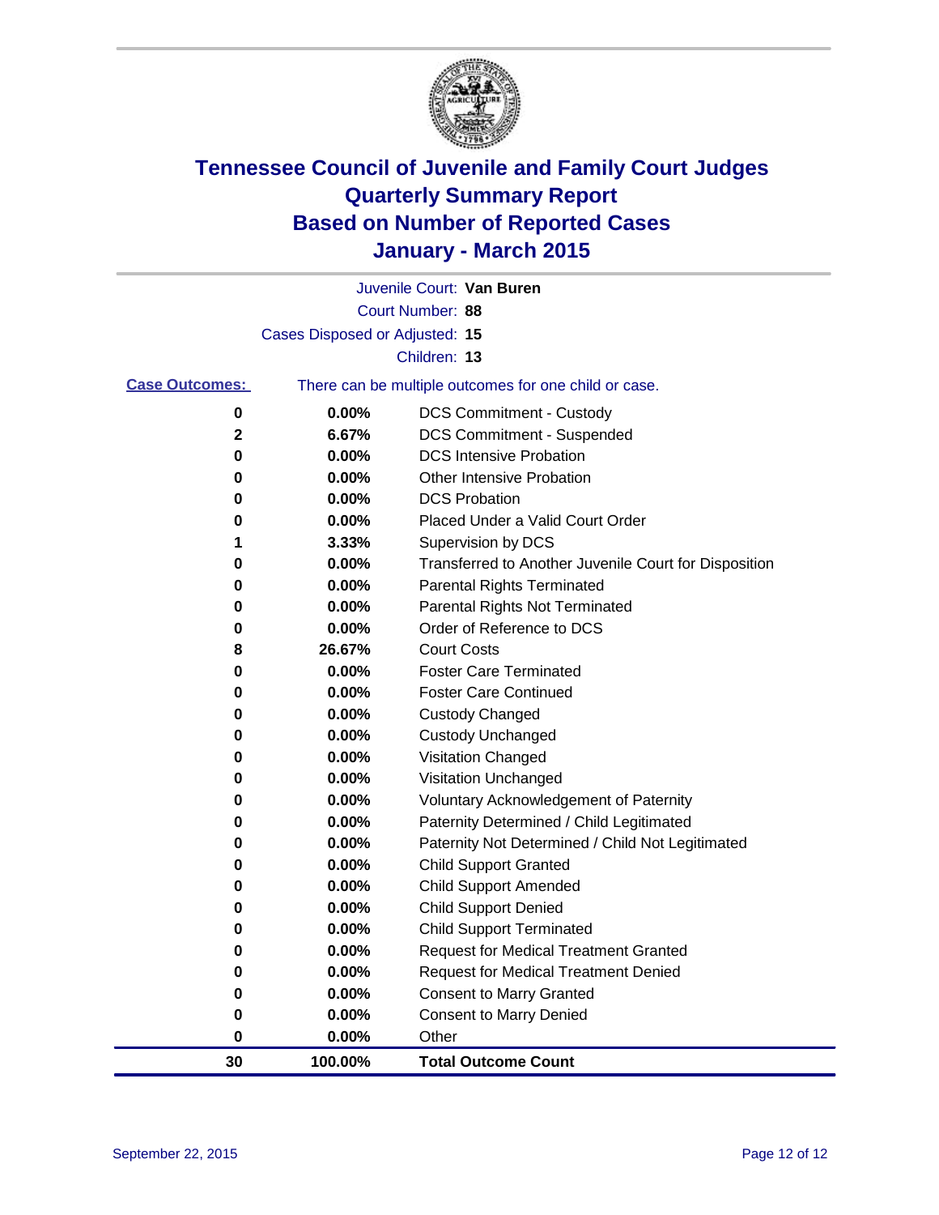# Tennessee Council of Juvenile and Family Court Judges
# Quarterly Summary Report
# Based on Number of Reported Cases
# January - March 2015

Juvenile Court: **Van Buren**

Court Number: **88**

Cases Disposed or Adjusted: **15**

Children: **13**

**Case Outcomes:** There can be multiple outcomes for one child or case.

| | | |
|---|---|---|
| **0** | **0.00%** | DCS Commitment - Custody |
| **2** | **6.67%** | DCS Commitment - Suspended |
| **0** | **0.00%** | DCS Intensive Probation |
| **0** | **0.00%** | Other Intensive Probation |
| **0** | **0.00%** | DCS Probation |
| **0** | **0.00%** | Placed Under a Valid Court Order |
| **1** | **3.33%** | Supervision by DCS |
| **0** | **0.00%** | Transferred to Another Juvenile Court for Disposition |
| **0** | **0.00%** | Parental Rights Terminated |
| **0** | **0.00%** | Parental Rights Not Terminated |
| **0** | **0.00%** | Order of Reference to DCS |
| **8** | **26.67%** | Court Costs |
| **0** | **0.00%** | Foster Care Terminated |
| **0** | **0.00%** | Foster Care Continued |
| **0** | **0.00%** | Custody Changed |
| **0** | **0.00%** | Custody Unchanged |
| **0** | **0.00%** | Visitation Changed |
| **0** | **0.00%** | Visitation Unchanged |
| **0** | **0.00%** | Voluntary Acknowledgement of Paternity |
| **0** | **0.00%** | Paternity Determined / Child Legitimated |
| **0** | **0.00%** | Paternity Not Determined / Child Not Legitimated |
| **0** | **0.00%** | Child Support Granted |
| **0** | **0.00%** | Child Support Amended |
| **0** | **0.00%** | Child Support Denied |
| **0** | **0.00%** | Child Support Terminated |
| **0** | **0.00%** | Request for Medical Treatment Granted |
| **0** | **0.00%** | Request for Medical Treatment Denied |
| **0** | **0.00%** | Consent to Marry Granted |
| **0** | **0.00%** | Consent to Marry Denied |
| **0** | **0.00%** | Other |
| **30** | **100.00%** | **Total Outcome Count** |